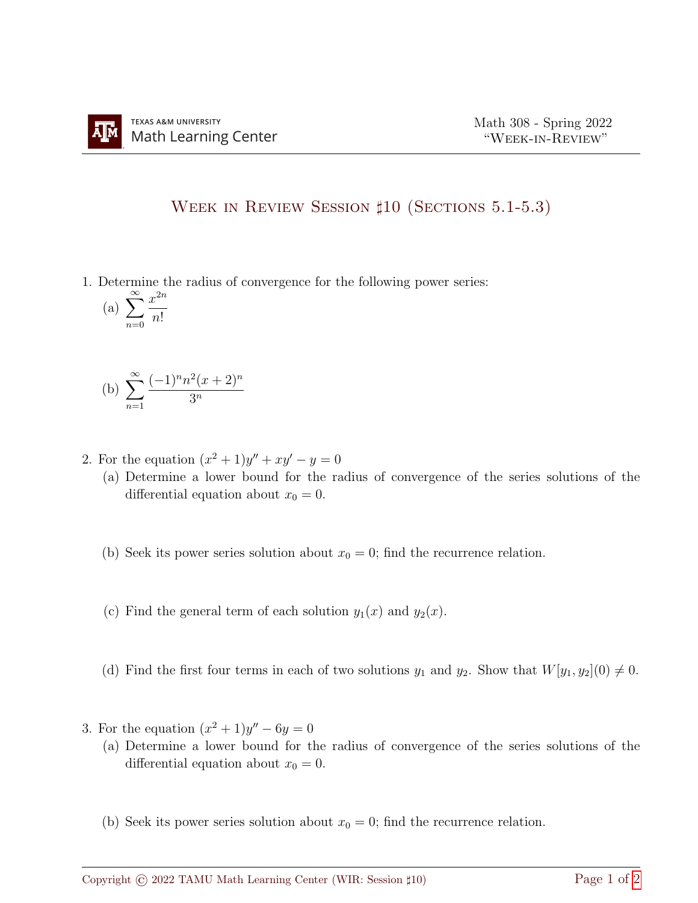# Week in Review Session ♯10 (Sections 5.1-5.3)

1. Determine the radius of convergence for the following power series:

   (a) $\displaystyle\sum_{n=0}^{\infty} \frac{x^{2n}}{n!}$

   (b) $\displaystyle\sum_{n=1}^{\infty} \frac{(-1)^n n^2 (x+2)^n}{3^n}$

2. For the equation $(x^2+1)y'' + xy' - y = 0$

   (a) Determine a lower bound for the radius of convergence of the series solutions of the differential equation about $x_0 = 0$.

   (b) Seek its power series solution about $x_0 = 0$; find the recurrence relation.

   (c) Find the general term of each solution $y_1(x)$ and $y_2(x)$.

   (d) Find the first four terms in each of two solutions $y_1$ and $y_2$. Show that $W[y_1, y_2](0) \neq 0$.

3. For the equation $(x^2+1)y'' - 6y = 0$

   (a) Determine a lower bound for the radius of convergence of the series solutions of the differential equation about $x_0 = 0$.

   (b) Seek its power series solution about $x_0 = 0$; find the recurrence relation.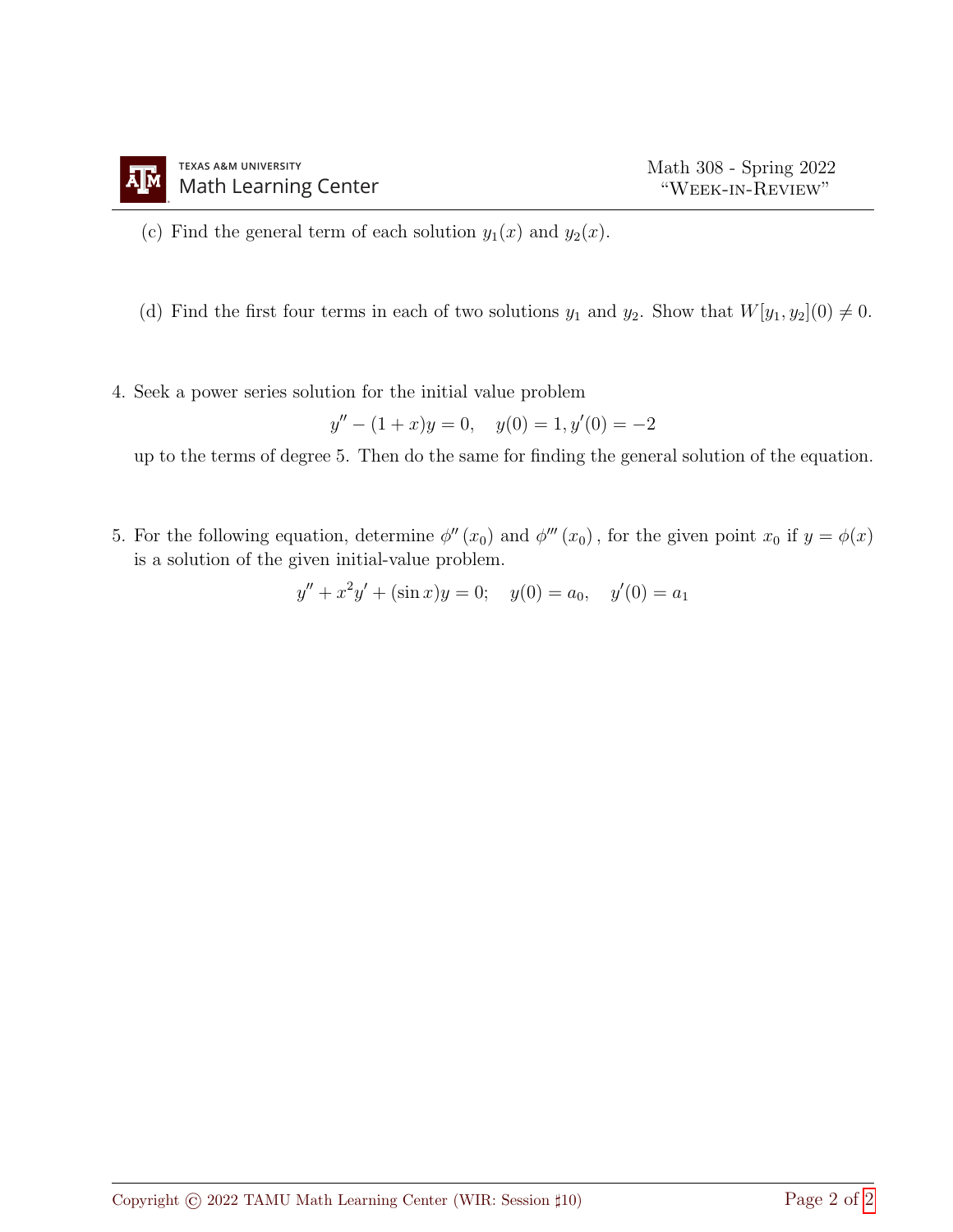(c) Find the general term of each solution $y_1(x)$ and $y_2(x)$.

(d) Find the first four terms in each of two solutions $y_1$ and $y_2$. Show that $W[y_1, y_2](0) \neq 0$.

4. Seek a power series solution for the initial value problem

$$y'' - (1 + x)y = 0, \quad y(0) = 1, y'(0) = -2$$

up to the terms of degree 5. Then do the same for finding the general solution of the equation.

5. For the following equation, determine $\phi''(x_0)$ and $\phi'''(x_0)$, for the given point $x_0$ if $y = \phi(x)$ is a solution of the given initial-value problem.

$$y'' + x^2 y' + (\sin x)y = 0; \quad y(0) = a_0, \quad y'(0) = a_1$$